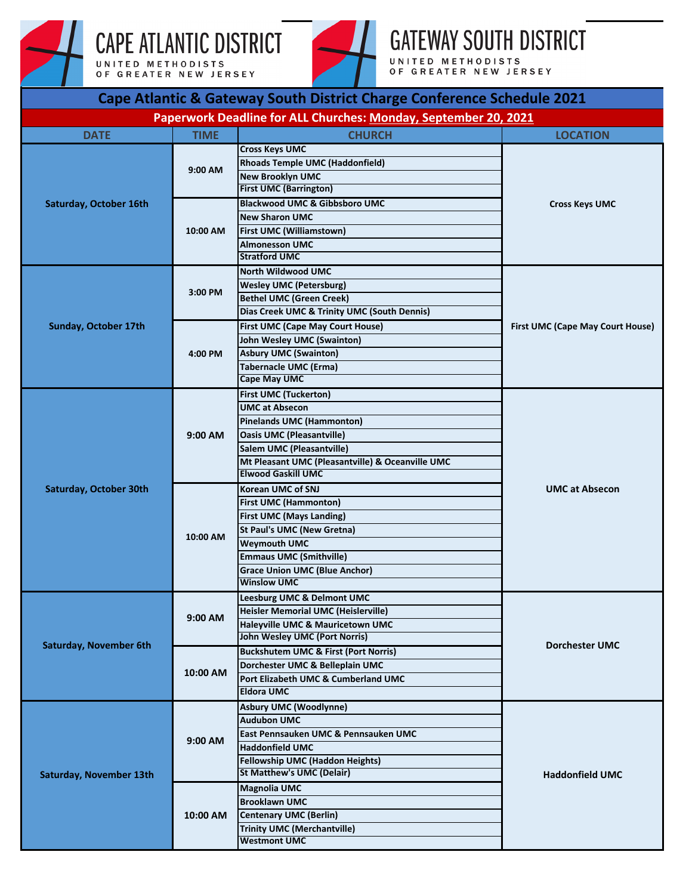# CAPE ATLANTIC DISTRICT

UNITED METHODISTS OF GREATER NEW JERSEY

# GATEWAY SOUTH DISTRICT

UNITED METHODISTS OF GREATER NEW JERSEY

## Cape Atlantic & Gateway South District Charge Conference Schedule 2021

**Paperwork Deadline for ALL Churches: Monday, September 20, 2021**

| DATE | TIME | CHURCH | LOCATION |
|---|---|---|---|
| Saturday, October 16th | 9:00 AM | Cross Keys UMC | Cross Keys UMC |
| | | Rhoads Temple UMC (Haddonfield) | |
| | | New Brooklyn UMC | |
| | | First UMC (Barrington) | |
| | 10:00 AM | Blackwood UMC & Gibbsboro UMC | |
| | | New Sharon UMC | |
| | | First UMC (Williamstown) | |
| | | Almonesson UMC | |
| | | Stratford UMC | |
| Sunday, October 17th | 3:00 PM | North Wildwood UMC | First UMC (Cape May Court House) |
| | | Wesley UMC (Petersburg) | |
| | | Bethel UMC (Green Creek) | |
| | | Dias Creek UMC & Trinity UMC (South Dennis) | |
| | 4:00 PM | First UMC (Cape May Court House) | |
| | | John Wesley UMC (Swainton) | |
| | | Asbury UMC (Swainton) | |
| | | Tabernacle UMC (Erma) | |
| | | Cape May UMC | |
| Saturday, October 30th | 9:00 AM | First UMC (Tuckerton) | UMC at Absecon |
| | | UMC at Absecon | |
| | | Pinelands UMC (Hammonton) | |
| | | Oasis UMC (Pleasantville) | |
| | | Salem UMC (Pleasantville) | |
| | | Mt Pleasant UMC (Pleasantville) & Oceanville UMC | |
| | | Elwood Gaskill UMC | |
| | 10:00 AM | Korean UMC of SNJ | |
| | | First UMC (Hammonton) | |
| | | First UMC (Mays Landing) | |
| | | St Paul's UMC (New Gretna) | |
| | | Weymouth UMC | |
| | | Emmaus UMC (Smithville) | |
| | | Grace Union UMC (Blue Anchor) | |
| | | Winslow UMC | |
| Saturday, November 6th | 9:00 AM | Leesburg UMC & Delmont UMC | Dorchester UMC |
| | | Heisler Memorial UMC (Heislerville) | |
| | | Haleyville UMC & Mauricetown UMC | |
| | | John Wesley UMC (Port Norris) | |
| | 10:00 AM | Buckshutem UMC & First (Port Norris) | |
| | | Dorchester UMC & Belleplain UMC | |
| | | Port Elizabeth UMC & Cumberland UMC | |
| | | Eldora UMC | |
| Saturday, November 13th | 9:00 AM | Asbury UMC (Woodlynne) | Haddonfield UMC |
| | | Audubon UMC | |
| | | East Pennsauken UMC & Pennsauken UMC | |
| | | Haddonfield UMC | |
| | | Fellowship UMC (Haddon Heights) | |
| | | St Matthew's UMC (Delair) | |
| | 10:00 AM | Magnolia UMC | |
| | | Brooklawn UMC | |
| | | Centenary UMC (Berlin) | |
| | | Trinity UMC (Merchantville) | |
| | | Westmont UMC | |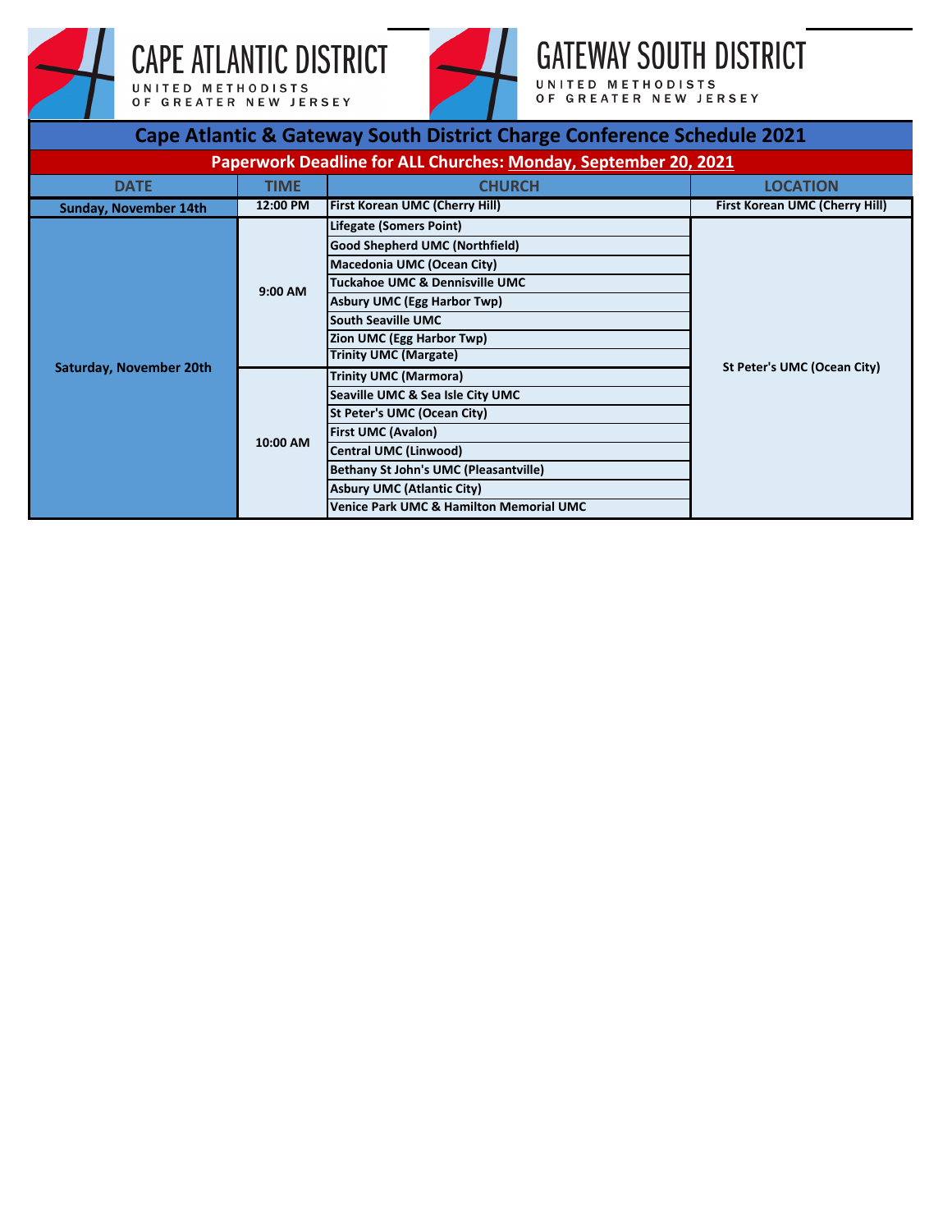# CAPE ATLANTIC DISTRICT

UNITED METHODISTS OF GREATER NEW JERSEY

# GATEWAY SOUTH DISTRICT

UNITED METHODISTS OF GREATER NEW JERSEY

## Cape Atlantic & Gateway South District Charge Conference Schedule 2021

**Paperwork Deadline for ALL Churches: Monday, September 20, 2021**

| DATE | TIME | CHURCH | LOCATION |
|---|---|---|---|
| Sunday, November 14th | 12:00 PM | First Korean UMC (Cherry Hill) | First Korean UMC (Cherry Hill) |
| Saturday, November 20th | 9:00 AM | Lifegate (Somers Point) | St Peter's UMC (Ocean City) |
| | | Good Shepherd UMC (Northfield) | |
| | | Macedonia UMC (Ocean City) | |
| | | Tuckahoe UMC & Dennisville UMC | |
| | | Asbury UMC (Egg Harbor Twp) | |
| | | South Seaville UMC | |
| | | Zion UMC (Egg Harbor Twp) | |
| | | Trinity UMC (Margate) | |
| | 10:00 AM | Trinity UMC (Marmora) | |
| | | Seaville UMC & Sea Isle City UMC | |
| | | St Peter's UMC (Ocean City) | |
| | | First UMC (Avalon) | |
| | | Central UMC (Linwood) | |
| | | Bethany St John's UMC (Pleasantville) | |
| | | Asbury UMC (Atlantic City) | |
| | | Venice Park UMC & Hamilton Memorial UMC | |